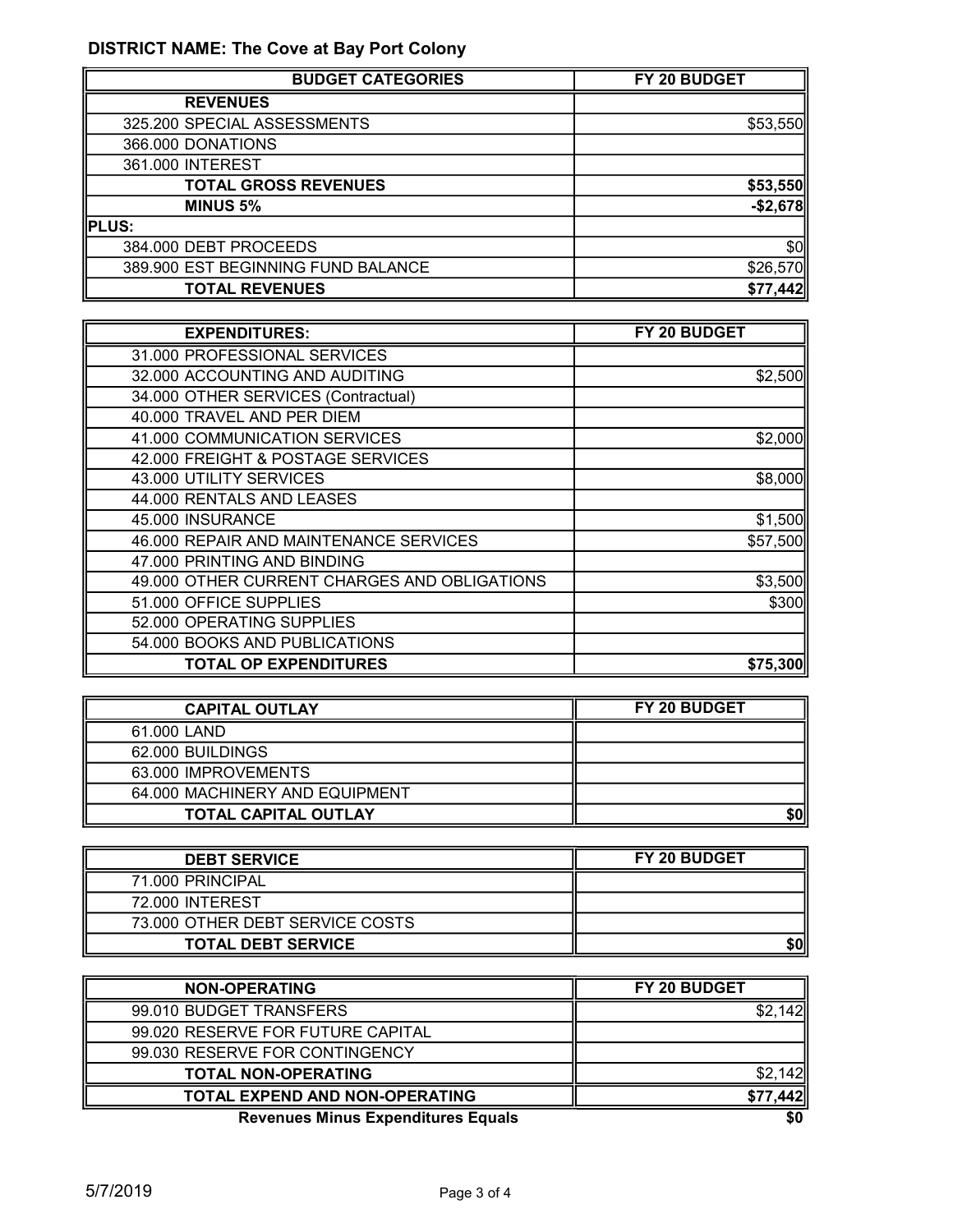**DISTRICT NAME: The Cove at Bay Port Colony**

| BUDGET CATEGORIES | FY 20 BUDGET |
|---|---|
| **REVENUES** | |
| 325.200 SPECIAL ASSESSMENTS | $53,550 |
| 366.000 DONATIONS | |
| 361.000 INTEREST | |
| **TOTAL GROSS REVENUES** | **$53,550** |
| **MINUS 5%** | **-$2,678** |
| **PLUS:** | |
| 384.000 DEBT PROCEEDS | $0 |
| 389.900 EST BEGINNING FUND BALANCE | $26,570 |
| **TOTAL REVENUES** | **$77,442** |

| EXPENDITURES: | FY 20 BUDGET |
|---|---|
| 31.000 PROFESSIONAL SERVICES | |
| 32.000 ACCOUNTING AND AUDITING | $2,500 |
| 34.000 OTHER SERVICES (Contractual) | |
| 40.000 TRAVEL AND PER DIEM | |
| 41.000 COMMUNICATION SERVICES | $2,000 |
| 42.000 FREIGHT & POSTAGE SERVICES | |
| 43.000 UTILITY SERVICES | $8,000 |
| 44.000 RENTALS AND LEASES | |
| 45.000 INSURANCE | $1,500 |
| 46.000 REPAIR AND MAINTENANCE SERVICES | $57,500 |
| 47.000 PRINTING AND BINDING | |
| 49.000 OTHER CURRENT CHARGES AND OBLIGATIONS | $3,500 |
| 51.000 OFFICE SUPPLIES | $300 |
| 52.000 OPERATING SUPPLIES | |
| 54.000 BOOKS AND PUBLICATIONS | |
| **TOTAL OP EXPENDITURES** | **$75,300** |

| CAPITAL OUTLAY | FY 20 BUDGET |
|---|---|
| 61.000 LAND | |
| 62.000 BUILDINGS | |
| 63.000 IMPROVEMENTS | |
| 64.000 MACHINERY AND EQUIPMENT | |
| **TOTAL CAPITAL OUTLAY** | **$0** |

| DEBT SERVICE | FY 20 BUDGET |
|---|---|
| 71.000 PRINCIPAL | |
| 72.000 INTEREST | |
| 73.000 OTHER DEBT SERVICE COSTS | |
| **TOTAL DEBT SERVICE** | **$0** |

| NON-OPERATING | FY 20 BUDGET |
|---|---|
| 99.010 BUDGET TRANSFERS | $2,142 |
| 99.020 RESERVE FOR FUTURE CAPITAL | |
| 99.030 RESERVE FOR CONTINGENCY | |
| **TOTAL NON-OPERATING** | $2,142 |
| **TOTAL EXPEND AND NON-OPERATING** | **$77,442** |
| **Revenues Minus Expenditures Equals** | **$0** |

5/7/2019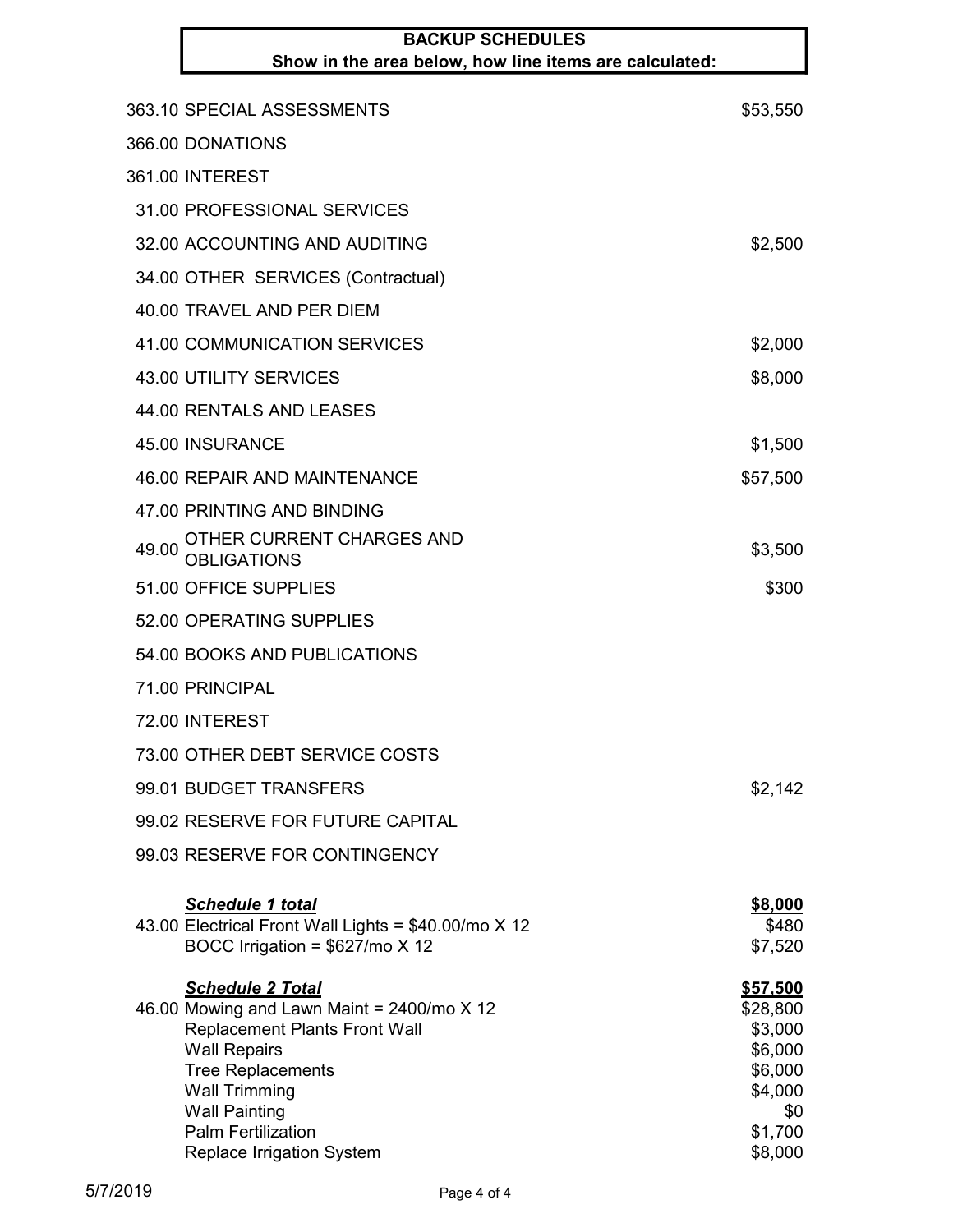**BACKUP SCHEDULES**
**Show in the area below, how line items are calculated:**

| | | |
|---|---|---|
| 363.10 | SPECIAL ASSESSMENTS | $53,550 |
| 366.00 | DONATIONS | |
| 361.00 | INTEREST | |
| 31.00 | PROFESSIONAL SERVICES | |
| 32.00 | ACCOUNTING AND AUDITING | $2,500 |
| 34.00 | OTHER SERVICES (Contractual) | |
| 40.00 | TRAVEL AND PER DIEM | |
| 41.00 | COMMUNICATION SERVICES | $2,000 |
| 43.00 | UTILITY SERVICES | $8,000 |
| 44.00 | RENTALS AND LEASES | |
| 45.00 | INSURANCE | $1,500 |
| 46.00 | REPAIR AND MAINTENANCE | $57,500 |
| 47.00 | PRINTING AND BINDING | |
| 49.00 | OTHER CURRENT CHARGES AND OBLIGATIONS | $3,500 |
| 51.00 | OFFICE SUPPLIES | $300 |
| 52.00 | OPERATING SUPPLIES | |
| 54.00 | BOOKS AND PUBLICATIONS | |
| 71.00 | PRINCIPAL | |
| 72.00 | INTEREST | |
| 73.00 | OTHER DEBT SERVICE COSTS | |
| 99.01 | BUDGET TRANSFERS | $2,142 |
| 99.02 | RESERVE FOR FUTURE CAPITAL | |
| 99.03 | RESERVE FOR CONTINGENCY | |

| | | |
|---|---|---|
| | ***Schedule 1 total*** | **$8,000** |
| 43.00 | Electrical Front Wall Lights = $40.00/mo X 12 | $480 |
| | BOCC Irrigation = $627/mo X 12 | $7,520 |
| | ***Schedule 2 Total*** | **$57,500** |
| 46.00 | Mowing and Lawn Maint = 2400/mo X 12 | $28,800 |
| | Replacement Plants Front Wall | $3,000 |
| | Wall Repairs | $6,000 |
| | Tree Replacements | $6,000 |
| | Wall Trimming | $4,000 |
| | Wall Painting | $0 |
| | Palm Fertilization | $1,700 |
| | Replace Irrigation System | $8,000 |

5/7/2019